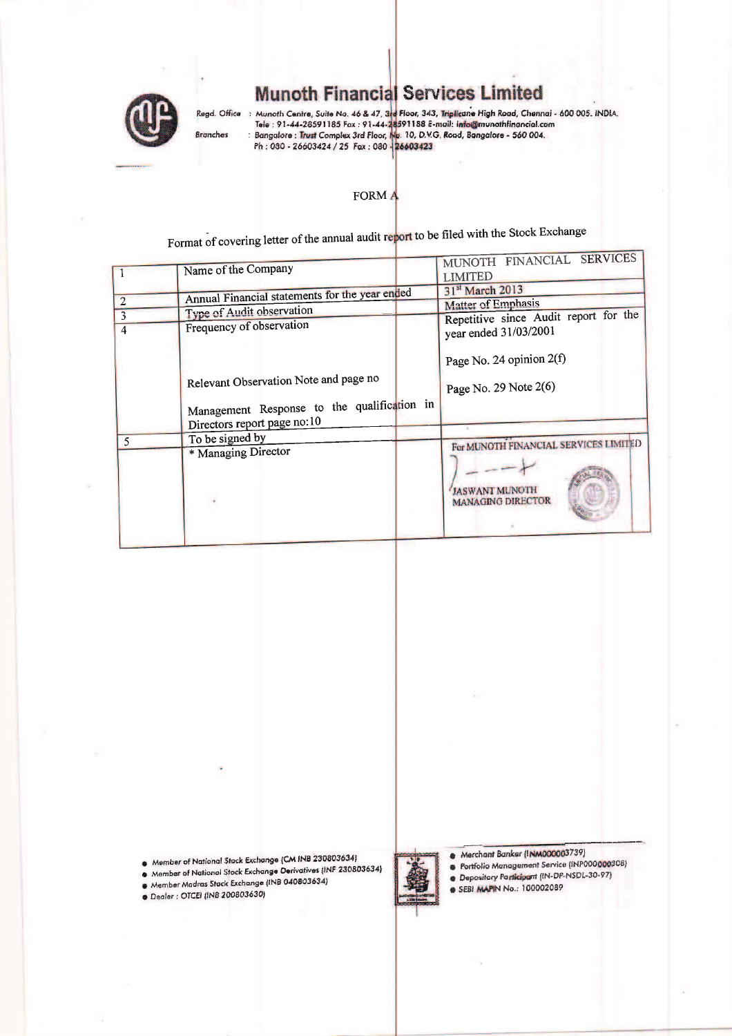# Munoth Financial Services Limited

Regd. Office : Munoth Centre, Suite No. 46 & 47, 3rd Floor, 343, Triplicane High Road, Chennai - 600 005. INDIA.
Tele : 91-44-28591185 Fax : 91-44-28591188 E-mail: info@munothfinancial.com

Branches : Bangalore : Trust Complex 3rd Floor, No. 10, D.V.G. Road, Bangalore - 560 004.
Ph : 080 - 26603424 / 25 Fax : 080 - 26603423

## FORM A

Format of covering letter of the annual audit report to be filed with the Stock Exchange

| | | |
|---|---|---|
| 1 | Name of the Company | MUNOTH FINANCIAL SERVICES LIMITED |
| 2 | Annual Financial statements for the year ended | 31st March 2013 |
| 3 | Type of Audit observation | Matter of Emphasis |
| 4 | Frequency of observation<br><br>Relevant Observation Note and page no<br><br>Management Response to the qualification in Directors report page no:10 | Repetitive since Audit report for the year ended 31/03/2001<br><br>Page No. 24 opinion 2(f)<br><br>Page No. 29 Note 2(6) |
| 5 | To be signed by<br>* Managing Director | For MUNOTH FINANCIAL SERVICES LIMITED<br><br>JASWANT MUNOTH<br>MANAGING DIRECTOR |

- Member of National Stock Exchange (CM INB 230803634)
- Member of National Stock Exchange Derivatives (INF 230803634)
- Member Madras Stock Exchange (INB 040803634)
- Dealer : OTCEI (INB 200803630)

- Merchant Banker (INM000003739)
- Portfolio Management Service (INP000000308)
- Depository Participant (IN-DP-NSDL-30-97)
- SEBI MAPIN No.: 100002089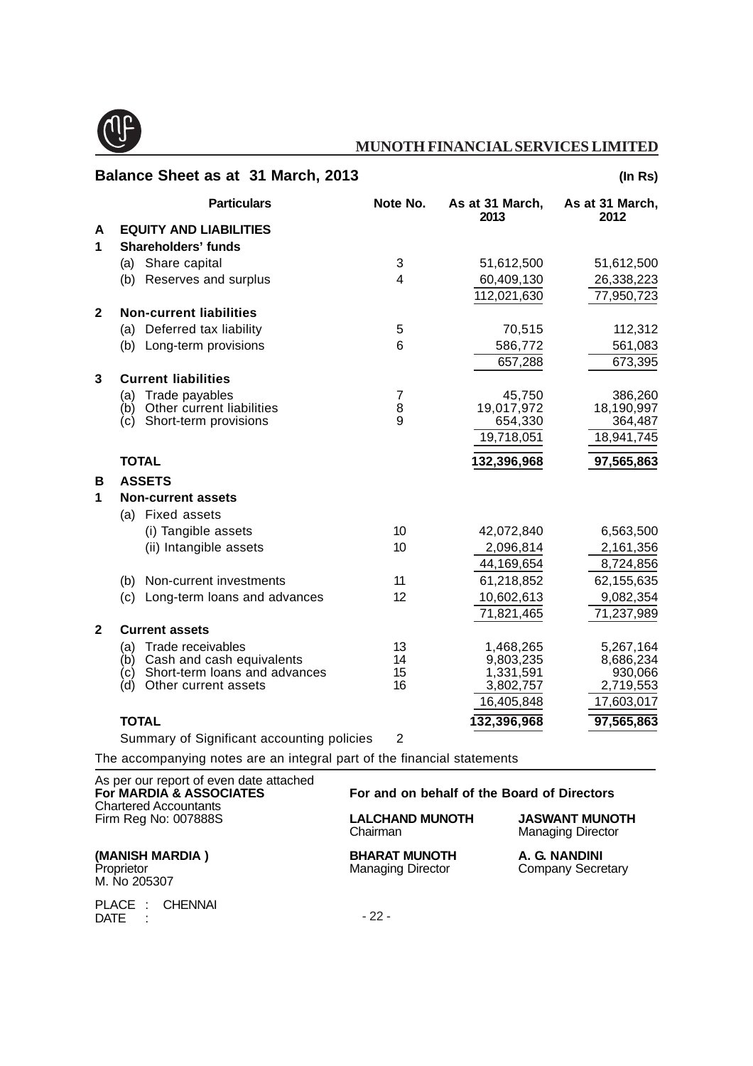# MUNOTH FINANCIAL SERVICES LIMITED

## Balance Sheet as at 31 March, 2013

(In Rs)

| | Particulars | Note No. | As at 31 March, 2013 | As at 31 March, 2012 |
|---|---|---|---|---|
| **A** | **EQUITY AND LIABILITIES** | | | |
| **1** | **Shareholders' funds** | | | |
| | (a) Share capital | 3 | 51,612,500 | 51,612,500 |
| | (b) Reserves and surplus | 4 | 60,409,130 | 26,338,223 |
| | | | 112,021,630 | 77,950,723 |
| **2** | **Non-current liabilities** | | | |
| | (a) Deferred tax liability | 5 | 70,515 | 112,312 |
| | (b) Long-term provisions | 6 | 586,772 | 561,083 |
| | | | 657,288 | 673,395 |
| **3** | **Current liabilities** | | | |
| | (a) Trade payables | 7 | 45,750 | 386,260 |
| | (b) Other current liabilities | 8 | 19,017,972 | 18,190,997 |
| | (c) Short-term provisions | 9 | 654,330 | 364,487 |
| | | | 19,718,051 | 18,941,745 |
| | **TOTAL** | | **132,396,968** | **97,565,863** |
| **B** | **ASSETS** | | | |
| **1** | **Non-current assets** | | | |
| | (a) Fixed assets | | | |
| | (i) Tangible assets | 10 | 42,072,840 | 6,563,500 |
| | (ii) Intangible assets | 10 | 2,096,814 | 2,161,356 |
| | | | 44,169,654 | 8,724,856 |
| | (b) Non-current investments | 11 | 61,218,852 | 62,155,635 |
| | (c) Long-term loans and advances | 12 | 10,602,613 | 9,082,354 |
| | | | 71,821,465 | 71,237,989 |
| **2** | **Current assets** | | | |
| | (a) Trade receivables | 13 | 1,468,265 | 5,267,164 |
| | (b) Cash and cash equivalents | 14 | 9,803,235 | 8,686,234 |
| | (c) Short-term loans and advances | 15 | 1,331,591 | 930,066 |
| | (d) Other current assets | 16 | 3,802,757 | 2,719,553 |
| | | | 16,405,848 | 17,603,017 |
| | **TOTAL** | | **132,396,968** | **97,565,863** |
| | Summary of Significant accounting policies | 2 | | |

The accompanying notes are an integral part of the financial statements

As per our report of even date attached
**For MARDIA & ASSOCIATES**
Chartered Accountants
Firm Reg No: 007888S

**(MANISH MARDIA )**
Proprietor
M. No 205307

PLACE : CHENNAI
DATE :

**For and on behalf of the Board of Directors**

**LALCHAND MUNOTH**
Chairman

**JASWANT MUNOTH**
Managing Director

**BHARAT MUNOTH**
Managing Director

**A. G. NANDINI**
Company Secretary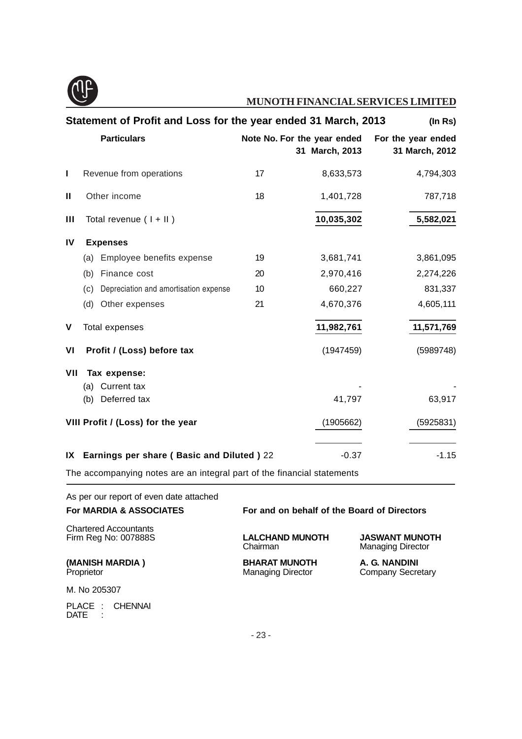**MUNOTH FINANCIAL SERVICES LIMITED**

## Statement of Profit and Loss for the year ended 31 March, 2013

(In Rs)

| | Particulars | Note No. | For the year ended 31 March, 2013 | For the year ended 31 March, 2012 |
|---|---|---|---|---|
| I | Revenue from operations | 17 | 8,633,573 | 4,794,303 |
| II | Other income | 18 | 1,401,728 | 787,718 |
| III | Total revenue ( I + II ) | | 10,035,302 | 5,582,021 |
| IV | **Expenses** | | | |
| | (a) Employee benefits expense | 19 | 3,681,741 | 3,861,095 |
| | (b) Finance cost | 20 | 2,970,416 | 2,274,226 |
| | (c) Depreciation and amortisation expense | 10 | 660,227 | 831,337 |
| | (d) Other expenses | 21 | 4,670,376 | 4,605,111 |
| V | Total expenses | | 11,982,761 | 11,571,769 |
| VI | **Profit / (Loss) before tax** | | (1947459) | (5989748) |
| VII | **Tax expense:** | | | |
| | (a) Current tax | | - | - |
| | (b) Deferred tax | | 41,797 | 63,917 |
| VIII | **Profit / (Loss) for the year** | | (1905662) | (5925831) |
| IX | **Earnings per share ( Basic and Diluted )** | 22 | -0.37 | -1.15 |

The accompanying notes are an integral part of the financial statements

As per our report of even date attached

**For MARDIA & ASSOCIATES**

Chartered Accountants
Firm Reg No: 007888S

**(MANISH MARDIA )**
Proprietor

M. No 205307

PLACE : CHENNAI
DATE :

**For and on behalf of the Board of Directors**

**LALCHAND MUNOTH**
Chairman

**JASWANT MUNOTH**
Managing Director

**BHARAT MUNOTH**
Managing Director

**A. G. NANDINI**
Company Secretary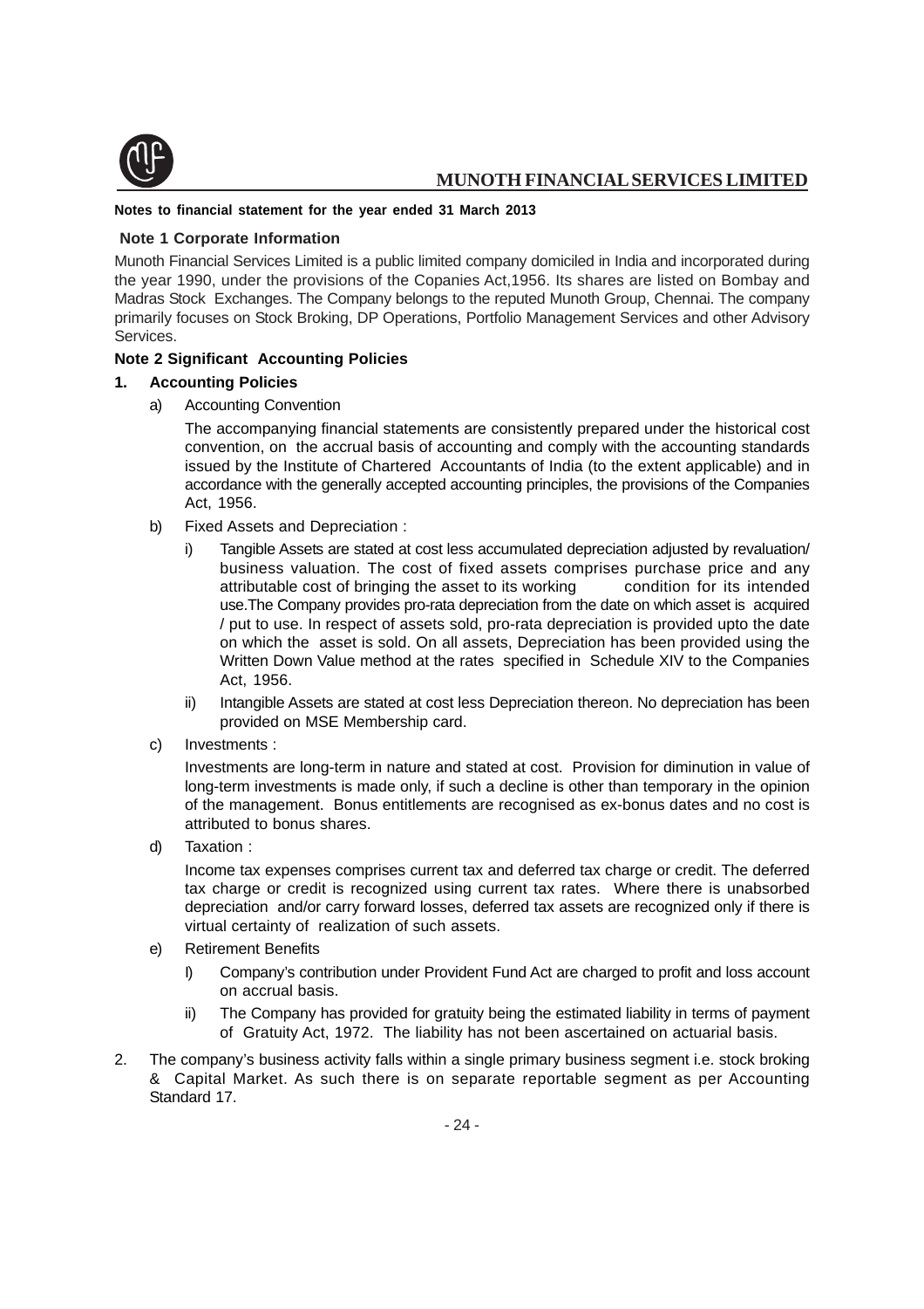**Notes to financial statement for the year ended 31 March 2013**

**Note 1 Corporate Information**

Munoth Financial Services Limited is a public limited company domiciled in India and incorporated during the year 1990, under the provisions of the Copanies Act,1956. Its shares are listed on Bombay and Madras Stock Exchanges. The Company belongs to the reputed Munoth Group, Chennai. The company primarily focuses on Stock Broking, DP Operations, Portfolio Management Services and other Advisory Services.

**Note 2 Significant Accounting Policies**

**1. Accounting Policies**

a) Accounting Convention

The accompanying financial statements are consistently prepared under the historical cost convention, on the accrual basis of accounting and comply with the accounting standards issued by the Institute of Chartered Accountants of India (to the extent applicable) and in accordance with the generally accepted accounting principles, the provisions of the Companies Act, 1956.

b) Fixed Assets and Depreciation :

i) Tangible Assets are stated at cost less accumulated depreciation adjusted by revaluation/ business valuation. The cost of fixed assets comprises purchase price and any attributable cost of bringing the asset to its working condition for its intended use.The Company provides pro-rata depreciation from the date on which asset is acquired / put to use. In respect of assets sold, pro-rata depreciation is provided upto the date on which the asset is sold. On all assets, Depreciation has been provided using the Written Down Value method at the rates specified in Schedule XIV to the Companies Act, 1956.

ii) Intangible Assets are stated at cost less Depreciation thereon. No depreciation has been provided on MSE Membership card.

c) Investments :

Investments are long-term in nature and stated at cost. Provision for diminution in value of long-term investments is made only, if such a decline is other than temporary in the opinion of the management. Bonus entitlements are recognised as ex-bonus dates and no cost is attributed to bonus shares.

d) Taxation :

Income tax expenses comprises current tax and deferred tax charge or credit. The deferred tax charge or credit is recognized using current tax rates. Where there is unabsorbed depreciation and/or carry forward losses, deferred tax assets are recognized only if there is virtual certainty of realization of such assets.

e) Retirement Benefits

I) Company's contribution under Provident Fund Act are charged to profit and loss account on accrual basis.

ii) The Company has provided for gratuity being the estimated liability in terms of payment of Gratuity Act, 1972. The liability has not been ascertained on actuarial basis.

2. The company's business activity falls within a single primary business segment i.e. stock broking & Capital Market. As such there is on separate reportable segment as per Accounting Standard 17.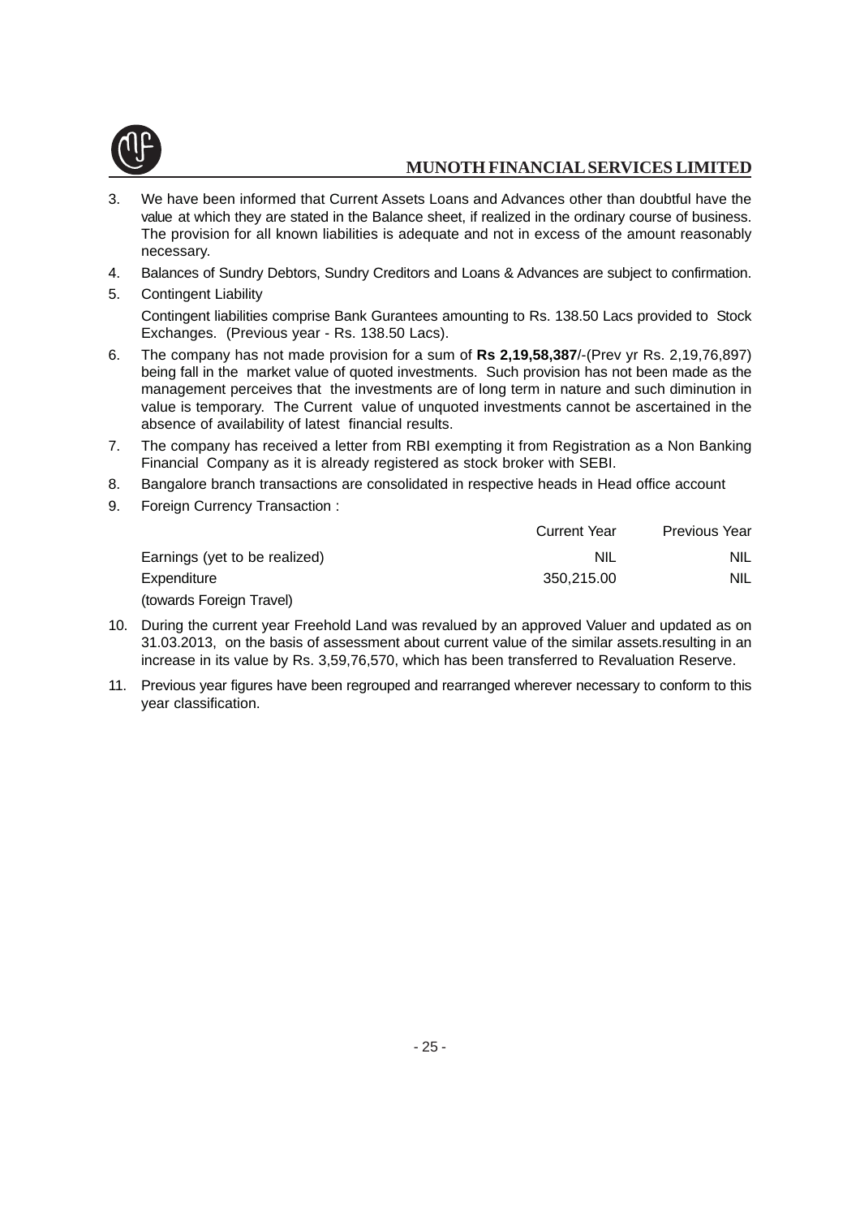3. We have been informed that Current Assets Loans and Advances other than doubtful have the value at which they are stated in the Balance sheet, if realized in the ordinary course of business. The provision for all known liabilities is adequate and not in excess of the amount reasonably necessary.
4. Balances of Sundry Debtors, Sundry Creditors and Loans & Advances are subject to confirmation.
5. Contingent Liability

   Contingent liabilities comprise Bank Gurantees amounting to Rs. 138.50 Lacs provided to Stock Exchanges. (Previous year - Rs. 138.50 Lacs).
6. The company has not made provision for a sum of **Rs 2,19,58,387**/-(Prev yr Rs. 2,19,76,897) being fall in the market value of quoted investments. Such provision has not been made as the management perceives that the investments are of long term in nature and such diminution in value is temporary. The Current value of unquoted investments cannot be ascertained in the absence of availability of latest financial results.
7. The company has received a letter from RBI exempting it from Registration as a Non Banking Financial Company as it is already registered as stock broker with SEBI.
8. Bangalore branch transactions are consolidated in respective heads in Head office account
9. Foreign Currency Transaction :

|  | Current Year | Previous Year |
|---|---|---|
| Earnings (yet to be realized) | NIL | NIL |
| Expenditure | 350,215.00 | NIL |
| (towards Foreign Travel) |  |  |

10. During the current year Freehold Land was revalued by an approved Valuer and updated as on 31.03.2013, on the basis of assessment about current value of the similar assets.resulting in an increase in its value by Rs. 3,59,76,570, which has been transferred to Revaluation Reserve.
11. Previous year figures have been regrouped and rearranged wherever necessary to conform to this year classification.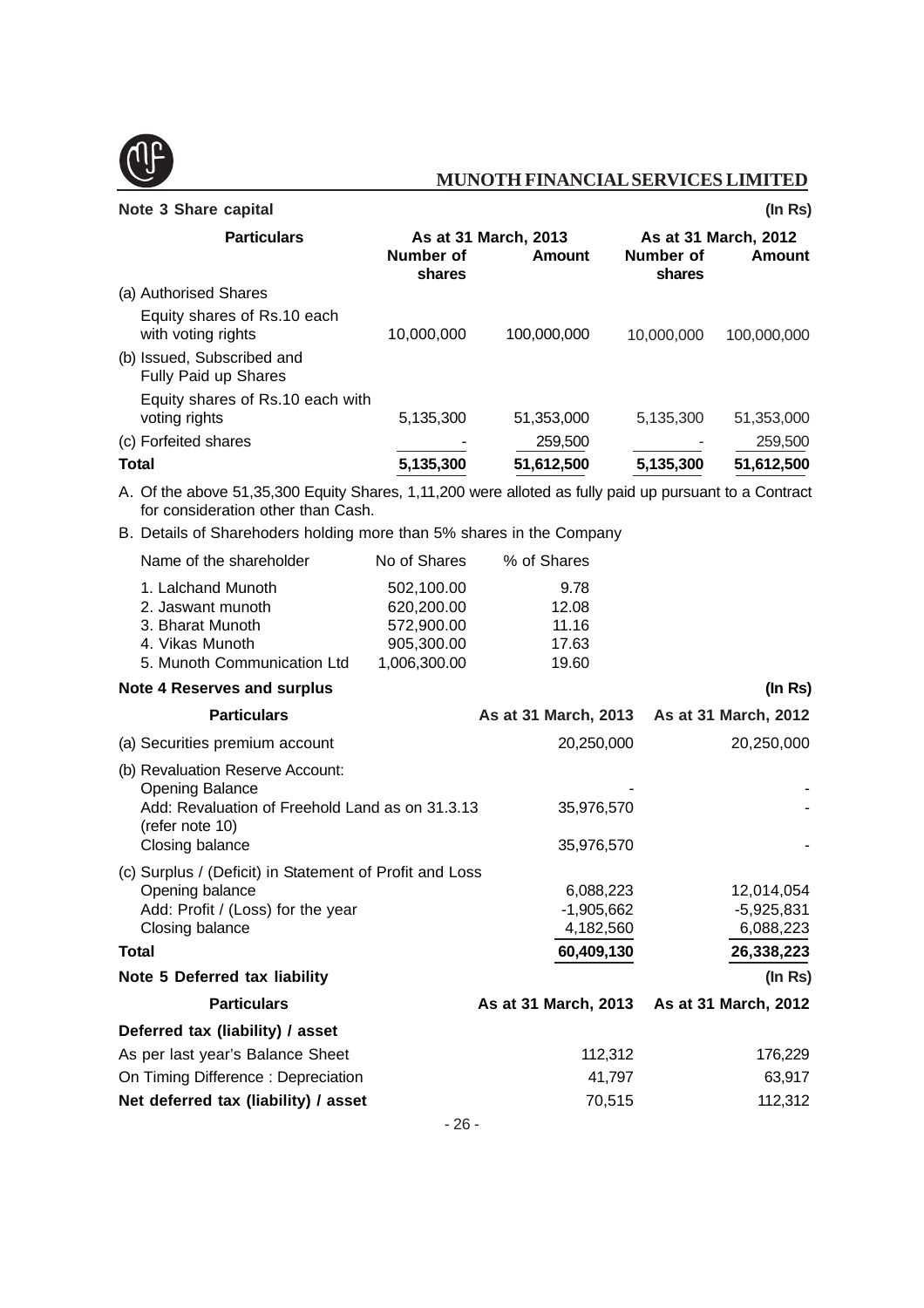## Note 3 Share capital

(In Rs)

| Particulars | As at 31 March, 2013 | | As at 31 March, 2012 | |
|---|---|---|---|---|
| | Number of shares | Amount | Number of shares | Amount |
| (a) Authorised Shares | | | | |
| Equity shares of Rs.10 each with voting rights | 10,000,000 | 100,000,000 | 10,000,000 | 100,000,000 |
| (b) Issued, Subscribed and Fully Paid up Shares | | | | |
| Equity shares of Rs.10 each with voting rights | 5,135,300 | 51,353,000 | 5,135,300 | 51,353,000 |
| (c) Forfeited shares | - | 259,500 | - | 259,500 |
| **Total** | **5,135,300** | **51,612,500** | **5,135,300** | **51,612,500** |

A. Of the above 51,35,300 Equity Shares, 1,11,200 were alloted as fully paid up pursuant to a Contract for consideration other than Cash.

B. Details of Sharehoders holding more than 5% shares in the Company

| Name of the shareholder | No of Shares | % of Shares |
|---|---|---|
| 1. Lalchand Munoth | 502,100.00 | 9.78 |
| 2. Jaswant munoth | 620,200.00 | 12.08 |
| 3. Bharat Munoth | 572,900.00 | 11.16 |
| 4. Vikas Munoth | 905,300.00 | 17.63 |
| 5. Munoth Communication Ltd | 1,006,300.00 | 19.60 |

## Note 4 Reserves and surplus

(In Rs)

| Particulars | As at 31 March, 2013 | As at 31 March, 2012 |
|---|---|---|
| (a) Securities premium account | 20,250,000 | 20,250,000 |
| (b) Revaluation Reserve Account: | | |
| Opening Balance | - | - |
| Add: Revaluation of Freehold Land as on 31.3.13 (refer note 10) | 35,976,570 | - |
| Closing balance | 35,976,570 | - |
| (c) Surplus / (Deficit) in Statement of Profit and Loss | | |
| Opening balance | 6,088,223 | 12,014,054 |
| Add: Profit / (Loss) for the year | -1,905,662 | -5,925,831 |
| Closing balance | 4,182,560 | 6,088,223 |
| **Total** | **60,409,130** | **26,338,223** |

## Note 5 Deferred tax liability

(In Rs)

| Particulars | As at 31 March, 2013 | As at 31 March, 2012 |
|---|---|---|
| **Deferred tax (liability) / asset** | | |
| As per last year's Balance Sheet | 112,312 | 176,229 |
| On Timing Difference : Depreciation | 41,797 | 63,917 |
| **Net deferred tax (liability) / asset** | 70,515 | 112,312 |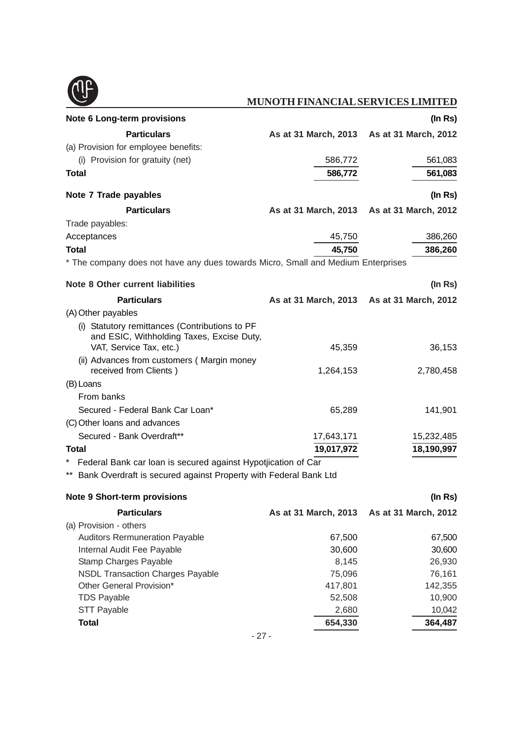## Note 6 Long-term provisions

(In Rs)

| Particulars | As at 31 March, 2013 | As at 31 March, 2012 |
|---|---|---|
| (a) Provision for employee benefits: | | |
| (i) Provision for gratuity (net) | 586,772 | 561,083 |
| **Total** | **586,772** | **561,083** |

## Note 7 Trade payables

(In Rs)

| Particulars | As at 31 March, 2013 | As at 31 March, 2012 |
|---|---|---|
| Trade payables: | | |
| Acceptances | 45,750 | 386,260 |
| **Total** | **45,750** | **386,260** |

* The company does not have any dues towards Micro, Small and Medium Enterprises

## Note 8 Other current liabilities

(In Rs)

| Particulars | As at 31 March, 2013 | As at 31 March, 2012 |
|---|---|---|
| (A) Other payables | | |
| (i) Statutory remittances (Contributions to PF and ESIC, Withholding Taxes, Excise Duty, VAT, Service Tax, etc.) | 45,359 | 36,153 |
| (ii) Advances from customers ( Margin money received from Clients ) | 1,264,153 | 2,780,458 |
| (B) Loans | | |
| From banks | | |
| Secured - Federal Bank Car Loan* | 65,289 | 141,901 |
| (C) Other loans and advances | | |
| Secured - Bank Overdraft** | 17,643,171 | 15,232,485 |
| **Total** | **19,017,972** | **18,190,997** |

* Federal Bank car loan is secured against Hypotjication of Car

** Bank Overdraft is secured against Property with Federal Bank Ltd

## Note 9 Short-term provisions

(In Rs)

| Particulars | As at 31 March, 2013 | As at 31 March, 2012 |
|---|---|---|
| (a) Provision - others | | |
| Auditors Rermuneration Payable | 67,500 | 67,500 |
| Internal Audit Fee Payable | 30,600 | 30,600 |
| Stamp Charges Payable | 8,145 | 26,930 |
| NSDL Transaction Charges Payable | 75,096 | 76,161 |
| Other General Provision* | 417,801 | 142,355 |
| TDS Payable | 52,508 | 10,900 |
| STT Payable | 2,680 | 10,042 |
| **Total** | **654,330** | **364,487** |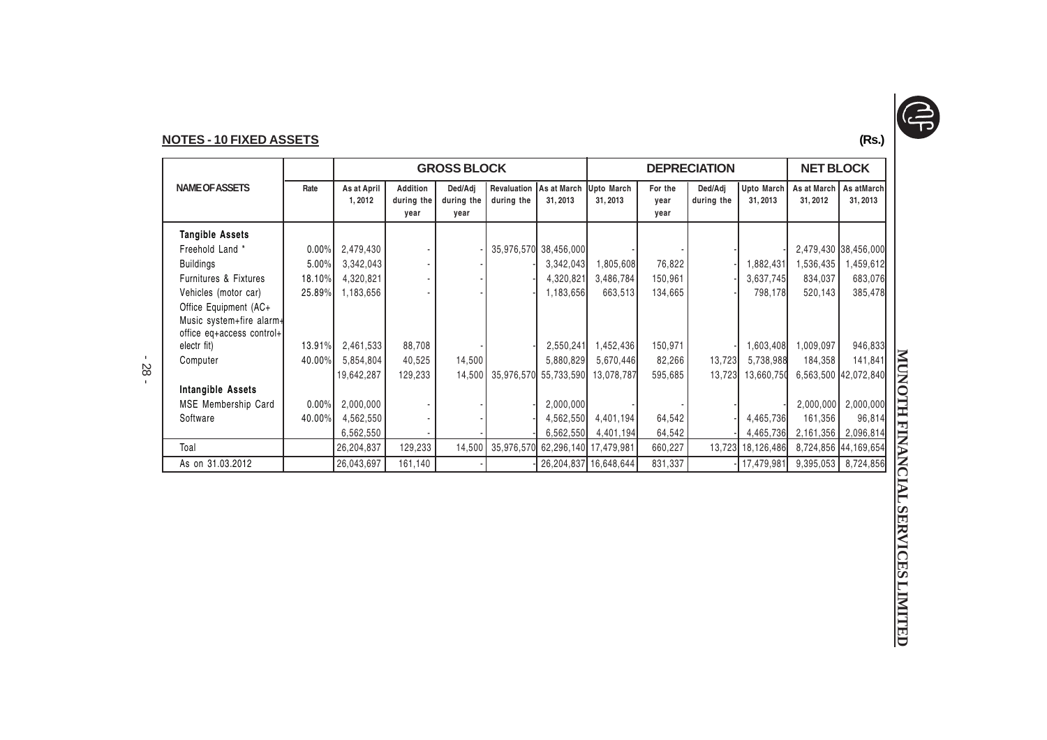## NOTES - 10 FIXED ASSETS

(Rs.)

| NAME OF ASSETS | Rate | GROSS BLOCK | | | | | DEPRECIATION | | | | NET BLOCK | |
|---|---|---|---|---|---|---|---|---|---|---|---|---|
| | | As at April 1, 2012 | Addition during the year | Ded/Adj during the year | Revaluation during the | As at March 31, 2013 | Upto March 31, 2013 | For the year | Ded/Adj during the | Upto March 31, 2013 | As at March 31, 2012 | As atMarch 31, 2013 |
| **Tangible Assets** | | | | | | | | | | | | |
| Freehold Land * | 0.00% | 2,479,430 | - | - | 35,976,570 | 38,456,000 | - | - | - | - | 2,479,430 | 38,456,000 |
| Buildings | 5.00% | 3,342,043 | - | - | - | 3,342,043 | 1,805,608 | 76,822 | - | 1,882,431 | 1,536,435 | 1,459,612 |
| Furnitures & Fixtures | 18.10% | 4,320,821 | - | - | - | 4,320,821 | 3,486,784 | 150,961 | - | 3,637,745 | 834,037 | 683,076 |
| Vehicles (motor car) | 25.89% | 1,183,656 | - | - | - | 1,183,656 | 663,513 | 134,665 | - | 798,178 | 520,143 | 385,478 |
| Office Equipment (AC+ Music system+fire alarm+ office eq+access control+ electr fit) | 13.91% | 2,461,533 | 88,708 | - | - | 2,550,241 | 1,452,436 | 150,971 | - | 1,603,408 | 1,009,097 | 946,833 |
| Computer | 40.00% | 5,854,804 | 40,525 | 14,500 | | 5,880,829 | 5,670,446 | 82,266 | 13,723 | 5,738,988 | 184,358 | 141,841 |
| | | 19,642,287 | 129,233 | 14,500 | 35,976,570 | 55,733,590 | 13,078,787 | 595,685 | 13,723 | 13,660,750 | 6,563,500 | 42,072,840 |
| **Intangible Assets** | | | | | | | | | | | | |
| MSE Membership Card | 0.00% | 2,000,000 | - | - | - | 2,000,000 | - | - | - | - | 2,000,000 | 2,000,000 |
| Software | 40.00% | 4,562,550 | - | - | - | 4,562,550 | 4,401,194 | 64,542 | - | 4,465,736 | 161,356 | 96,814 |
| | | 6,562,550 | - | - | - | 6,562,550 | 4,401,194 | 64,542 | - | 4,465,736 | 2,161,356 | 2,096,814 |
| Toal | | 26,204,837 | 129,233 | 14,500 | 35,976,570 | 62,296,140 | 17,479,981 | 660,227 | 13,723 | 18,126,486 | 8,724,856 | 44,169,654 |
| As on 31.03.2012 | | 26,043,697 | 161,140 | - | - | 26,204,837 | 16,648,644 | 831,337 | - | 17,479,981 | 9,395,053 | 8,724,856 |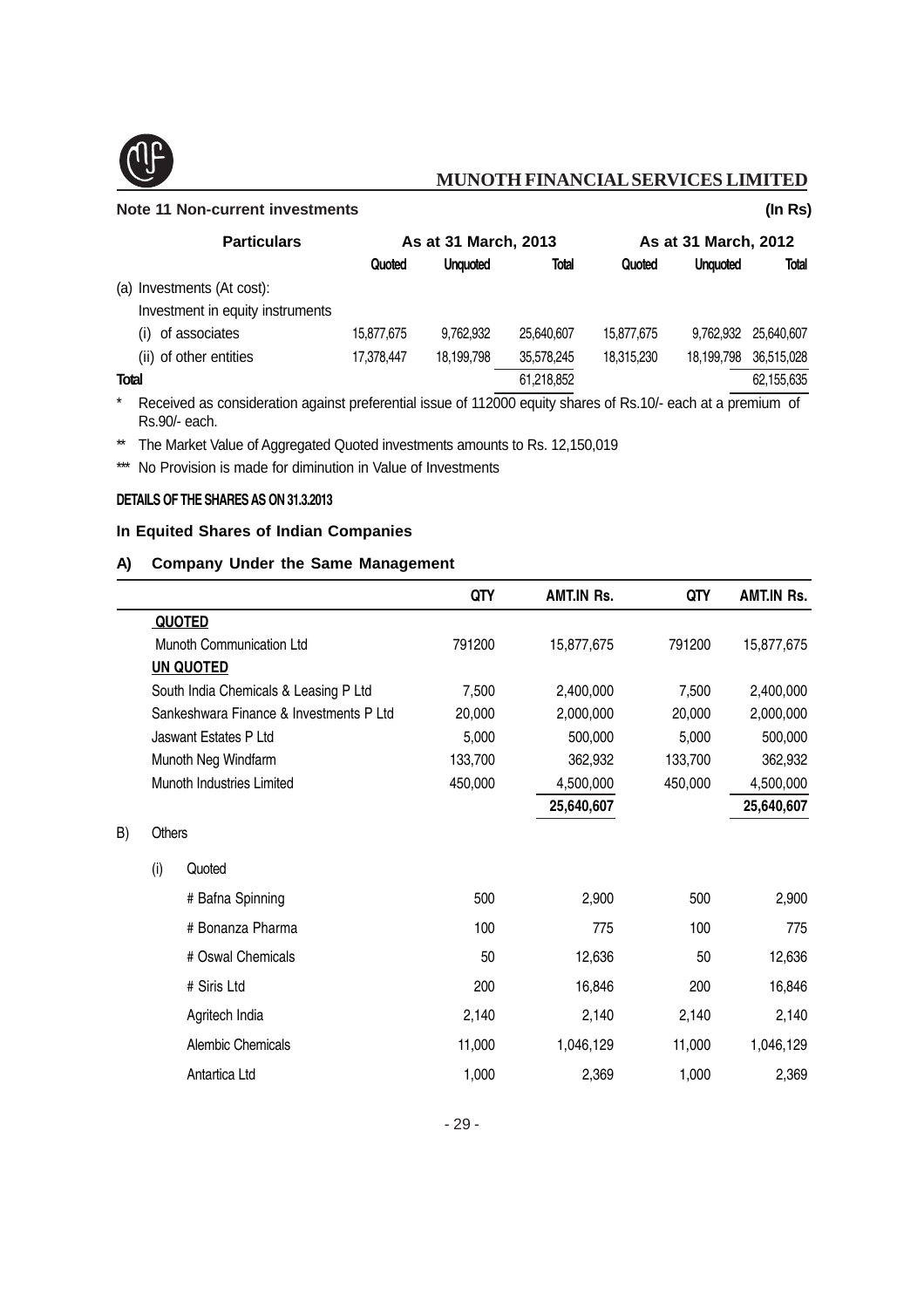**Note 11 Non-current investments** **(In Rs)**

| Particulars | As at 31 March, 2013 | | | As at 31 March, 2012 | | |
|---|---|---|---|---|---|---|
| | Quoted | Unquoted | Total | Quoted | Unquoted | Total |
| (a) Investments (At cost): | | | | | | |
| Investment in equity instruments | | | | | | |
| (i) of associates | 15,877,675 | 9,762,932 | 25,640,607 | 15,877,675 | 9,762,932 | 25,640,607 |
| (ii) of other entities | 17,378,447 | 18,199,798 | 35,578,245 | 18,315,230 | 18,199,798 | 36,515,028 |
| **Total** | | | 61,218,852 | | | 62,155,635 |

\* Received as consideration against preferential issue of 112000 equity shares of Rs.10/- each at a premium of Rs.90/- each.

\*\* The Market Value of Aggregated Quoted investments amounts to Rs. 12,150,019

\*\*\* No Provision is made for diminution in Value of Investments

**DETAILS OF THE SHARES AS ON 31.3.2013**

**In Equited Shares of Indian Companies**

**A) Company Under the Same Management**

| | QTY | AMT.IN Rs. | QTY | AMT.IN Rs. |
|---|---|---|---|---|
| **QUOTED** | | | | |
| Munoth Communication Ltd | 791200 | 15,877,675 | 791200 | 15,877,675 |
| **UN QUOTED** | | | | |
| South India Chemicals & Leasing P Ltd | 7,500 | 2,400,000 | 7,500 | 2,400,000 |
| Sankeshwara Finance & Investments P Ltd | 20,000 | 2,000,000 | 20,000 | 2,000,000 |
| Jaswant Estates P Ltd | 5,000 | 500,000 | 5,000 | 500,000 |
| Munoth Neg Windfarm | 133,700 | 362,932 | 133,700 | 362,932 |
| Munoth Industries Limited | 450,000 | 4,500,000 | 450,000 | 4,500,000 |
| | | **25,640,607** | | **25,640,607** |

**B) Others**

| (i) Quoted | QTY | AMT.IN Rs. | QTY | AMT.IN Rs. |
|---|---|---|---|---|
| # Bafna Spinning | 500 | 2,900 | 500 | 2,900 |
| # Bonanza Pharma | 100 | 775 | 100 | 775 |
| # Oswal Chemicals | 50 | 12,636 | 50 | 12,636 |
| # Siris Ltd | 200 | 16,846 | 200 | 16,846 |
| Agritech India | 2,140 | 2,140 | 2,140 | 2,140 |
| Alembic Chemicals | 11,000 | 1,046,129 | 11,000 | 1,046,129 |
| Antartica Ltd | 1,000 | 2,369 | 1,000 | 2,369 |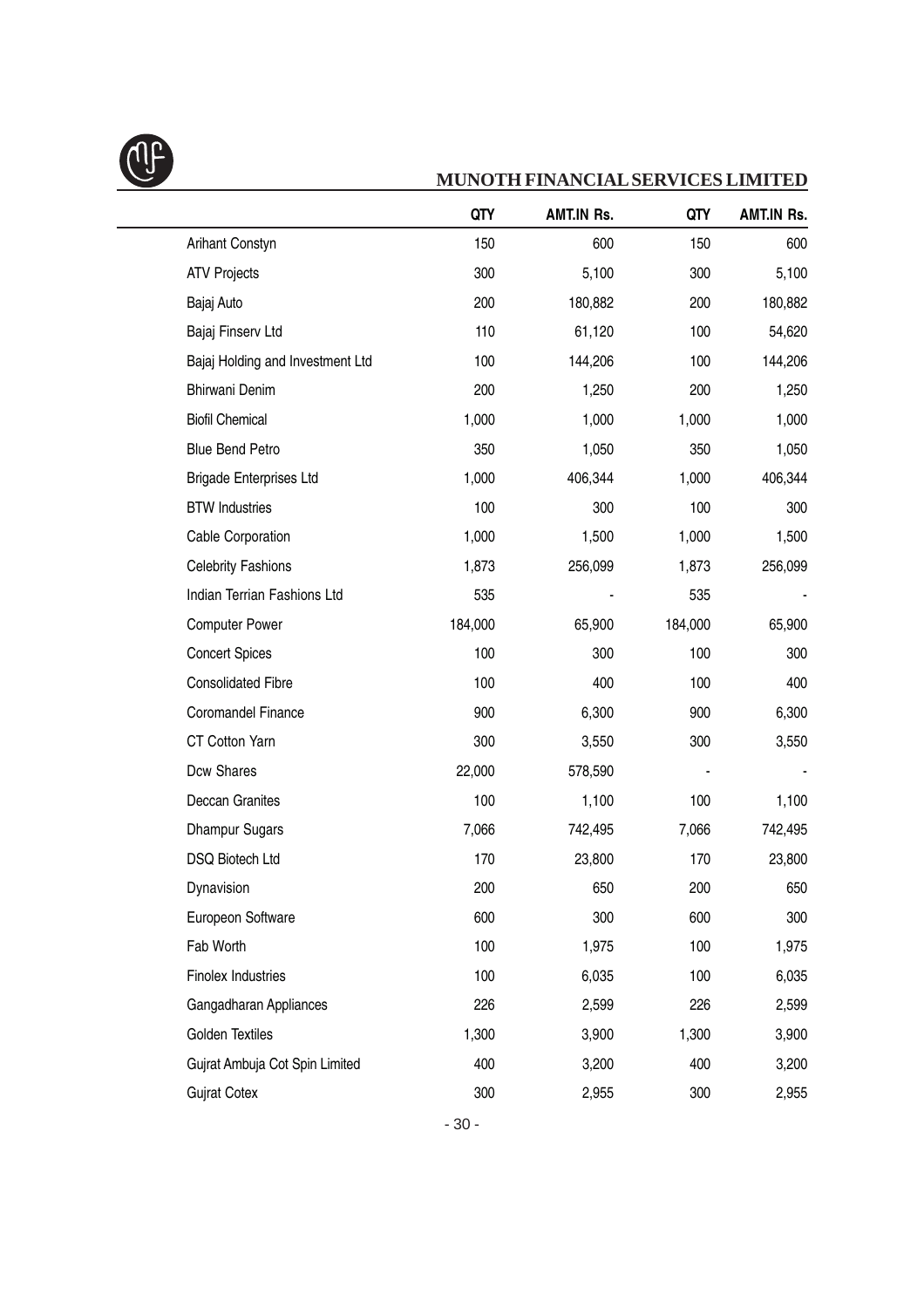|  | QTY | AMT.IN Rs. | QTY | AMT.IN Rs. |
|---|---|---|---|---|
| Arihant Constyn | 150 | 600 | 150 | 600 |
| ATV Projects | 300 | 5,100 | 300 | 5,100 |
| Bajaj Auto | 200 | 180,882 | 200 | 180,882 |
| Bajaj Finserv Ltd | 110 | 61,120 | 100 | 54,620 |
| Bajaj Holding and Investment Ltd | 100 | 144,206 | 100 | 144,206 |
| Bhirwani Denim | 200 | 1,250 | 200 | 1,250 |
| Biofil Chemical | 1,000 | 1,000 | 1,000 | 1,000 |
| Blue Bend Petro | 350 | 1,050 | 350 | 1,050 |
| Brigade Enterprises Ltd | 1,000 | 406,344 | 1,000 | 406,344 |
| BTW Industries | 100 | 300 | 100 | 300 |
| Cable Corporation | 1,000 | 1,500 | 1,000 | 1,500 |
| Celebrity Fashions | 1,873 | 256,099 | 1,873 | 256,099 |
| Indian Terrian Fashions Ltd | 535 | - | 535 | - |
| Computer Power | 184,000 | 65,900 | 184,000 | 65,900 |
| Concert Spices | 100 | 300 | 100 | 300 |
| Consolidated Fibre | 100 | 400 | 100 | 400 |
| Coromandel Finance | 900 | 6,300 | 900 | 6,300 |
| CT Cotton Yarn | 300 | 3,550 | 300 | 3,550 |
| Dcw Shares | 22,000 | 578,590 | - | - |
| Deccan Granites | 100 | 1,100 | 100 | 1,100 |
| Dhampur Sugars | 7,066 | 742,495 | 7,066 | 742,495 |
| DSQ Biotech Ltd | 170 | 23,800 | 170 | 23,800 |
| Dynavision | 200 | 650 | 200 | 650 |
| Europeon Software | 600 | 300 | 600 | 300 |
| Fab Worth | 100 | 1,975 | 100 | 1,975 |
| Finolex Industries | 100 | 6,035 | 100 | 6,035 |
| Gangadharan Appliances | 226 | 2,599 | 226 | 2,599 |
| Golden Textiles | 1,300 | 3,900 | 1,300 | 3,900 |
| Gujrat Ambuja Cot Spin Limited | 400 | 3,200 | 400 | 3,200 |
| Gujrat Cotex | 300 | 2,955 | 300 | 2,955 |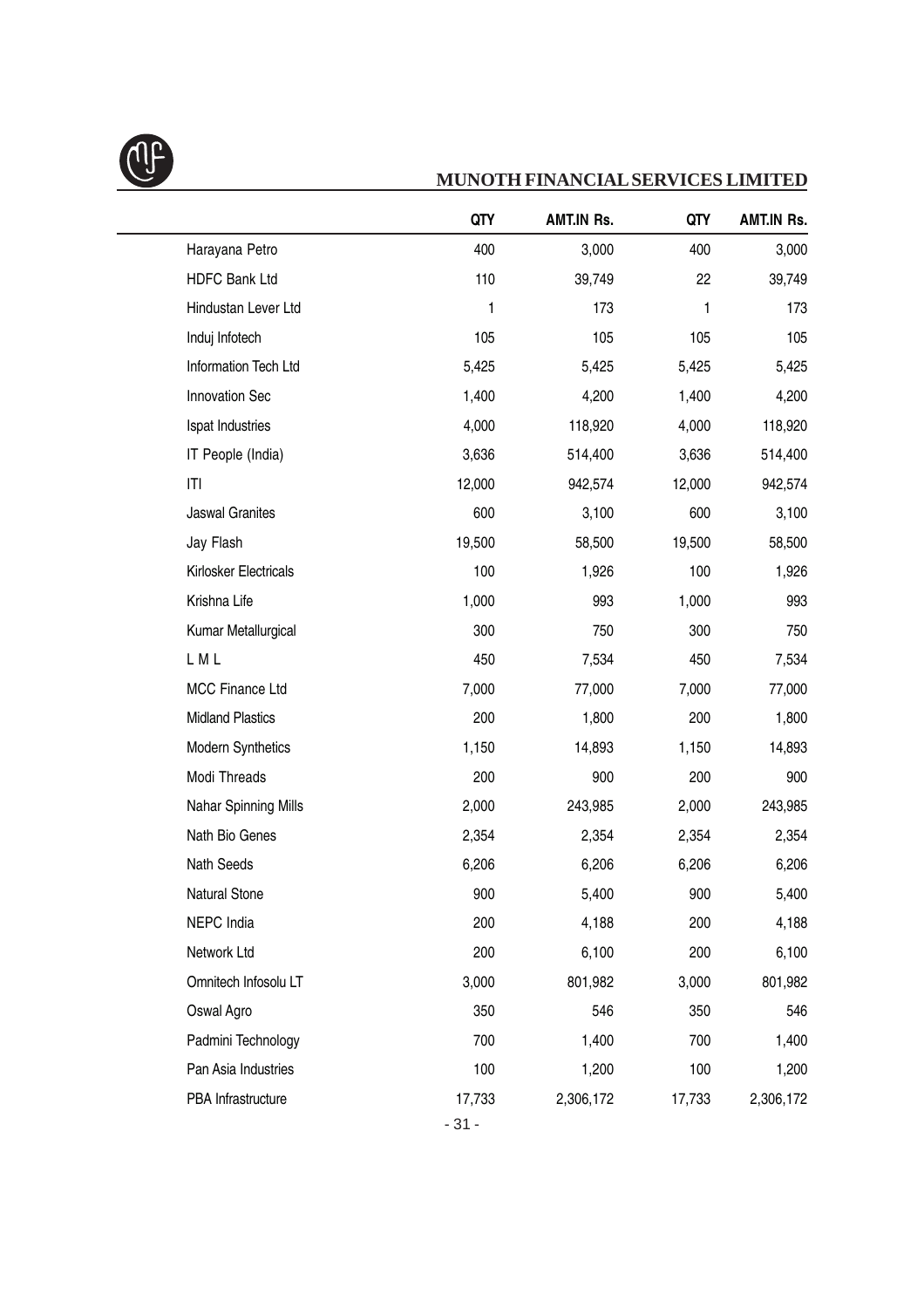| | QTY | AMT.IN Rs. | QTY | AMT.IN Rs. |
|---|---|---|---|---|
| Harayana Petro | 400 | 3,000 | 400 | 3,000 |
| HDFC Bank Ltd | 110 | 39,749 | 22 | 39,749 |
| Hindustan Lever Ltd | 1 | 173 | 1 | 173 |
| Induj Infotech | 105 | 105 | 105 | 105 |
| Information Tech Ltd | 5,425 | 5,425 | 5,425 | 5,425 |
| Innovation Sec | 1,400 | 4,200 | 1,400 | 4,200 |
| Ispat Industries | 4,000 | 118,920 | 4,000 | 118,920 |
| IT People (India) | 3,636 | 514,400 | 3,636 | 514,400 |
| ITI | 12,000 | 942,574 | 12,000 | 942,574 |
| Jaswal Granites | 600 | 3,100 | 600 | 3,100 |
| Jay Flash | 19,500 | 58,500 | 19,500 | 58,500 |
| Kirlosker Electricals | 100 | 1,926 | 100 | 1,926 |
| Krishna Life | 1,000 | 993 | 1,000 | 993 |
| Kumar Metallurgical | 300 | 750 | 300 | 750 |
| L M L | 450 | 7,534 | 450 | 7,534 |
| MCC Finance Ltd | 7,000 | 77,000 | 7,000 | 77,000 |
| Midland Plastics | 200 | 1,800 | 200 | 1,800 |
| Modern Synthetics | 1,150 | 14,893 | 1,150 | 14,893 |
| Modi Threads | 200 | 900 | 200 | 900 |
| Nahar Spinning Mills | 2,000 | 243,985 | 2,000 | 243,985 |
| Nath Bio Genes | 2,354 | 2,354 | 2,354 | 2,354 |
| Nath Seeds | 6,206 | 6,206 | 6,206 | 6,206 |
| Natural Stone | 900 | 5,400 | 900 | 5,400 |
| NEPC India | 200 | 4,188 | 200 | 4,188 |
| Network Ltd | 200 | 6,100 | 200 | 6,100 |
| Omnitech Infosolu LT | 3,000 | 801,982 | 3,000 | 801,982 |
| Oswal Agro | 350 | 546 | 350 | 546 |
| Padmini Technology | 700 | 1,400 | 700 | 1,400 |
| Pan Asia Industries | 100 | 1,200 | 100 | 1,200 |
| PBA Infrastructure | 17,733 | 2,306,172 | 17,733 | 2,306,172 |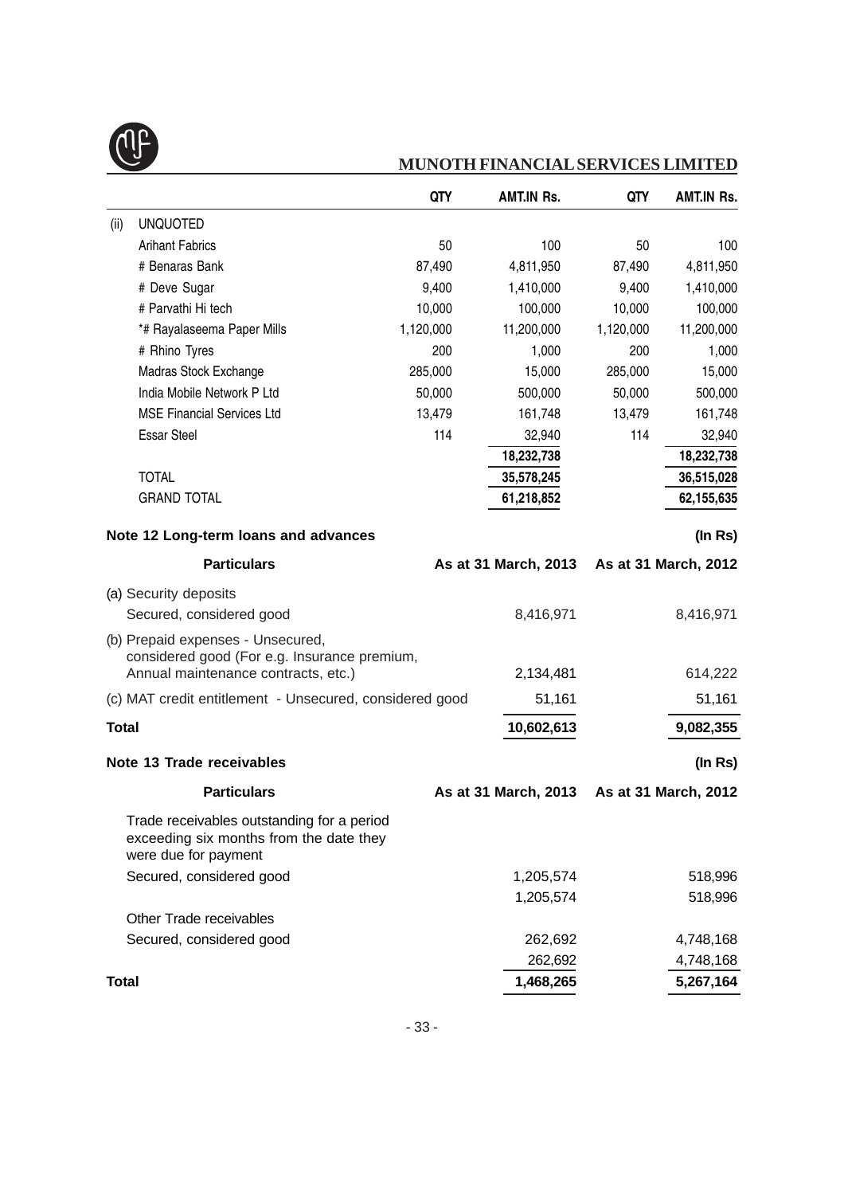| | QTY | AMT.IN Rs. | QTY | AMT.IN Rs. |
|---|---|---|---|---|
| (ii) UNQUOTED | | | | |
| Arihant Fabrics | 50 | 100 | 50 | 100 |
| # Benaras Bank | 87,490 | 4,811,950 | 87,490 | 4,811,950 |
| # Deve Sugar | 9,400 | 1,410,000 | 9,400 | 1,410,000 |
| # Parvathi Hi tech | 10,000 | 100,000 | 10,000 | 100,000 |
| *# Rayalaseema Paper Mills | 1,120,000 | 11,200,000 | 1,120,000 | 11,200,000 |
| # Rhino Tyres | 200 | 1,000 | 200 | 1,000 |
| Madras Stock Exchange | 285,000 | 15,000 | 285,000 | 15,000 |
| India Mobile Network P Ltd | 50,000 | 500,000 | 50,000 | 500,000 |
| MSE Financial Services Ltd | 13,479 | 161,748 | 13,479 | 161,748 |
| Essar Steel | 114 | 32,940 | 114 | 32,940 |
| | | 18,232,738 | | 18,232,738 |
| TOTAL | | 35,578,245 | | 36,515,028 |
| GRAND TOTAL | | 61,218,852 | | 62,155,635 |

## Note 12 Long-term loans and advances

(In Rs)

| Particulars | As at 31 March, 2013 | As at 31 March, 2012 |
|---|---|---|
| (a) Security deposits | | |
| Secured, considered good | 8,416,971 | 8,416,971 |
| (b) Prepaid expenses - Unsecured, considered good (For e.g. Insurance premium, Annual maintenance contracts, etc.) | 2,134,481 | 614,222 |
| (c) MAT credit entitlement - Unsecured, considered good | 51,161 | 51,161 |
| **Total** | **10,602,613** | **9,082,355** |

## Note 13 Trade receivables

(In Rs)

| Particulars | As at 31 March, 2013 | As at 31 March, 2012 |
|---|---|---|
| Trade receivables outstanding for a period exceeding six months from the date they were due for payment | | |
| Secured, considered good | 1,205,574 | 518,996 |
| | 1,205,574 | 518,996 |
| Other Trade receivables | | |
| Secured, considered good | 262,692 | 4,748,168 |
| | 262,692 | 4,748,168 |
| **Total** | **1,468,265** | **5,267,164** |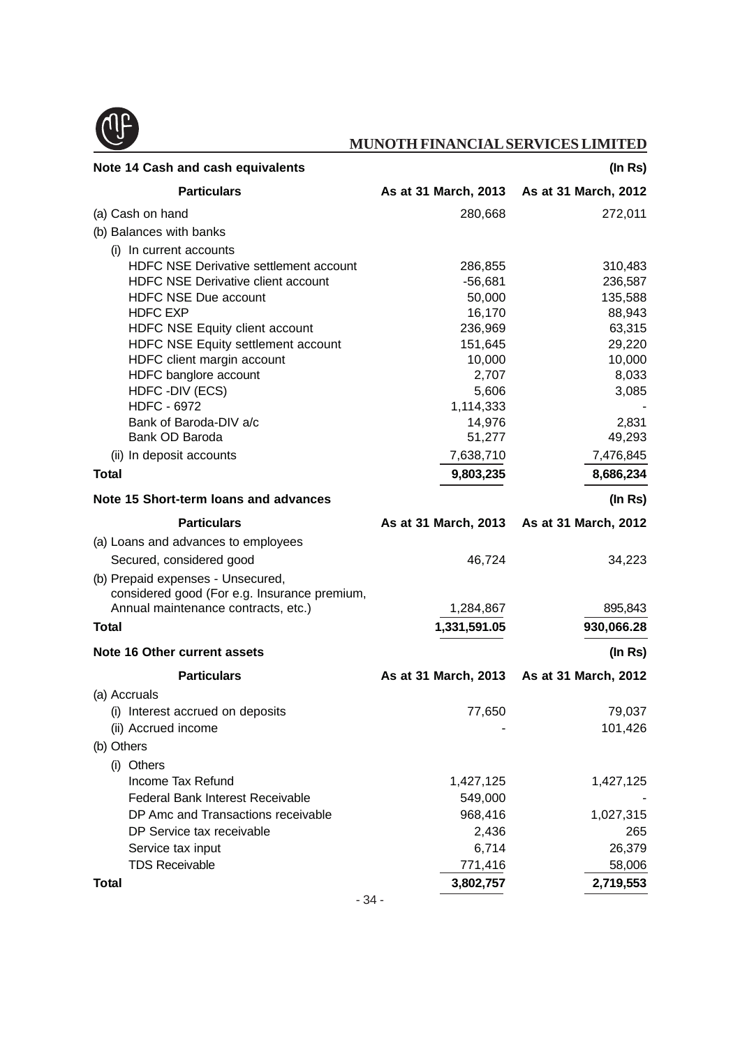**Note 14 Cash and cash equivalents** (In Rs)

| Particulars | As at 31 March, 2013 | As at 31 March, 2012 |
|---|---|---|
| (a) Cash on hand | 280,668 | 272,011 |
| (b) Balances with banks | | |
| (i) In current accounts | | |
| HDFC NSE Derivative settlement account | 286,855 | 310,483 |
| HDFC NSE Derivative client account | -56,681 | 236,587 |
| HDFC NSE Due account | 50,000 | 135,588 |
| HDFC EXP | 16,170 | 88,943 |
| HDFC NSE Equity client account | 236,969 | 63,315 |
| HDFC NSE Equity settlement account | 151,645 | 29,220 |
| HDFC client margin account | 10,000 | 10,000 |
| HDFC banglore account | 2,707 | 8,033 |
| HDFC -DIV (ECS) | 5,606 | 3,085 |
| HDFC - 6972 | 1,114,333 | - |
| Bank of Baroda-DIV a/c | 14,976 | 2,831 |
| Bank OD Baroda | 51,277 | 49,293 |
| (ii) In deposit accounts | 7,638,710 | 7,476,845 |
| **Total** | **9,803,235** | **8,686,234** |

**Note 15 Short-term loans and advances** (In Rs)

| Particulars | As at 31 March, 2013 | As at 31 March, 2012 |
|---|---|---|
| (a) Loans and advances to employees | | |
| Secured, considered good | 46,724 | 34,223 |
| (b) Prepaid expenses - Unsecured, considered good (For e.g. Insurance premium, Annual maintenance contracts, etc.) | 1,284,867 | 895,843 |
| **Total** | **1,331,591.05** | **930,066.28** |

**Note 16 Other current assets** (In Rs)

| Particulars | As at 31 March, 2013 | As at 31 March, 2012 |
|---|---|---|
| (a) Accruals | | |
| (i) Interest accrued on deposits | 77,650 | 79,037 |
| (ii) Accrued income | - | 101,426 |
| (b) Others | | |
| (i) Others | | |
| Income Tax Refund | 1,427,125 | 1,427,125 |
| Federal Bank Interest Receivable | 549,000 | - |
| DP Amc and Transactions receivable | 968,416 | 1,027,315 |
| DP Service tax receivable | 2,436 | 265 |
| Service tax input | 6,714 | 26,379 |
| TDS Receivable | 771,416 | 58,006 |
| **Total** | **3,802,757** | **2,719,553** |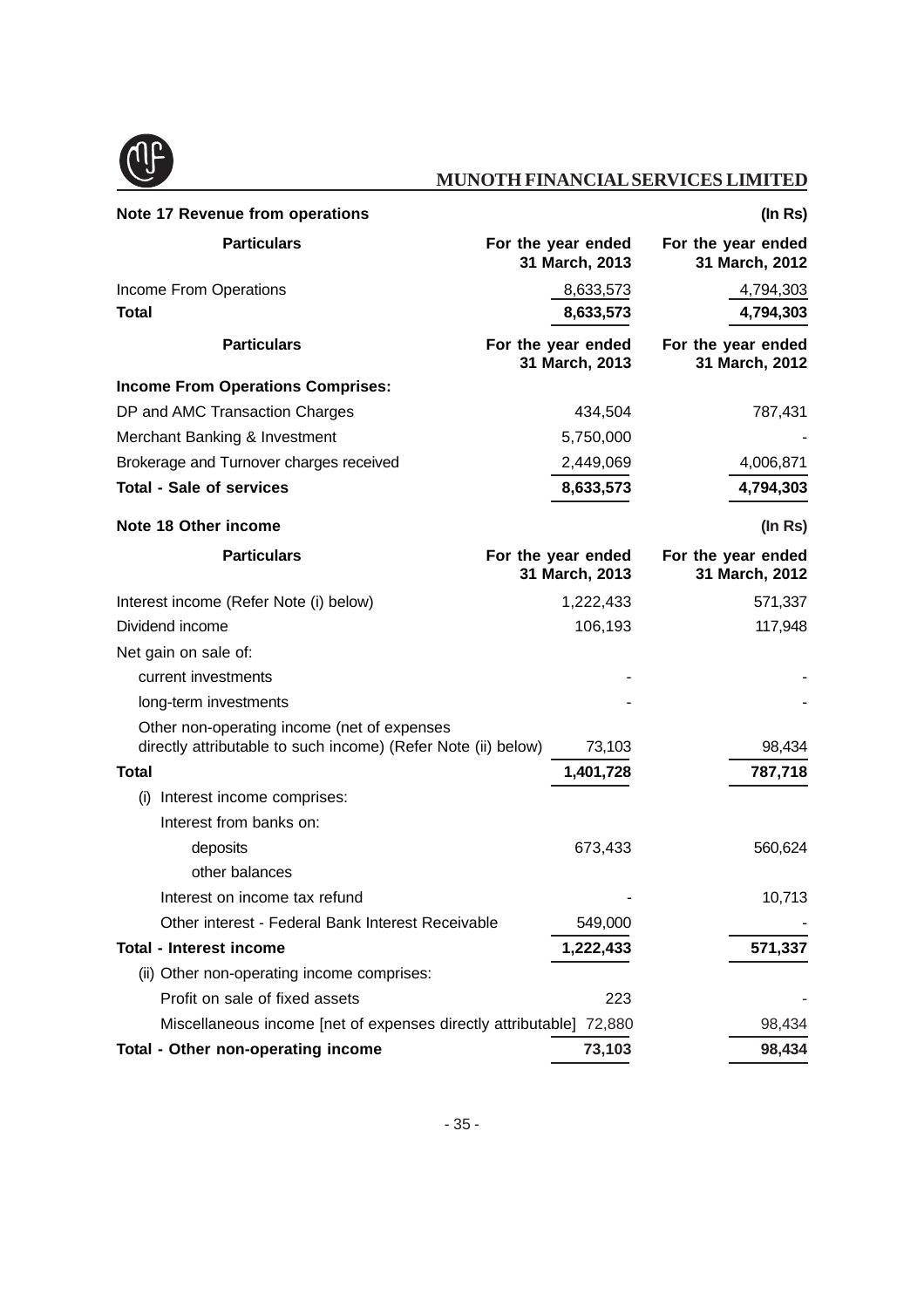## Note 17 Revenue from operations

(In Rs)

| Particulars | For the year ended 31 March, 2013 | For the year ended 31 March, 2012 |
|---|---|---|
| Income From Operations | 8,633,573 | 4,794,303 |
| **Total** | **8,633,573** | **4,794,303** |

| Particulars | For the year ended 31 March, 2013 | For the year ended 31 March, 2012 |
|---|---|---|
| **Income From Operations Comprises:** | | |
| DP and AMC Transaction Charges | 434,504 | 787,431 |
| Merchant Banking & Investment | 5,750,000 | - |
| Brokerage and Turnover charges received | 2,449,069 | 4,006,871 |
| **Total - Sale of services** | **8,633,573** | **4,794,303** |

## Note 18 Other income

(In Rs)

| Particulars | For the year ended 31 March, 2013 | For the year ended 31 March, 2012 |
|---|---|---|
| Interest income (Refer Note (i) below) | 1,222,433 | 571,337 |
| Dividend income | 106,193 | 117,948 |
| Net gain on sale of: | | |
| current investments | - | - |
| long-term investments | - | - |
| Other non-operating income (net of expenses directly attributable to such income) (Refer Note (ii) below) | 73,103 | 98,434 |
| **Total** | **1,401,728** | **787,718** |
| (i) Interest income comprises: | | |
| Interest from banks on: | | |
| deposits | 673,433 | 560,624 |
| other balances | | |
| Interest on income tax refund | - | 10,713 |
| Other interest - Federal Bank Interest Receivable | 549,000 | - |
| **Total - Interest income** | **1,222,433** | **571,337** |
| (ii) Other non-operating income comprises: | | |
| Profit on sale of fixed assets | 223 | - |
| Miscellaneous income [net of expenses directly attributable] | 72,880 | 98,434 |
| **Total - Other non-operating income** | **73,103** | **98,434** |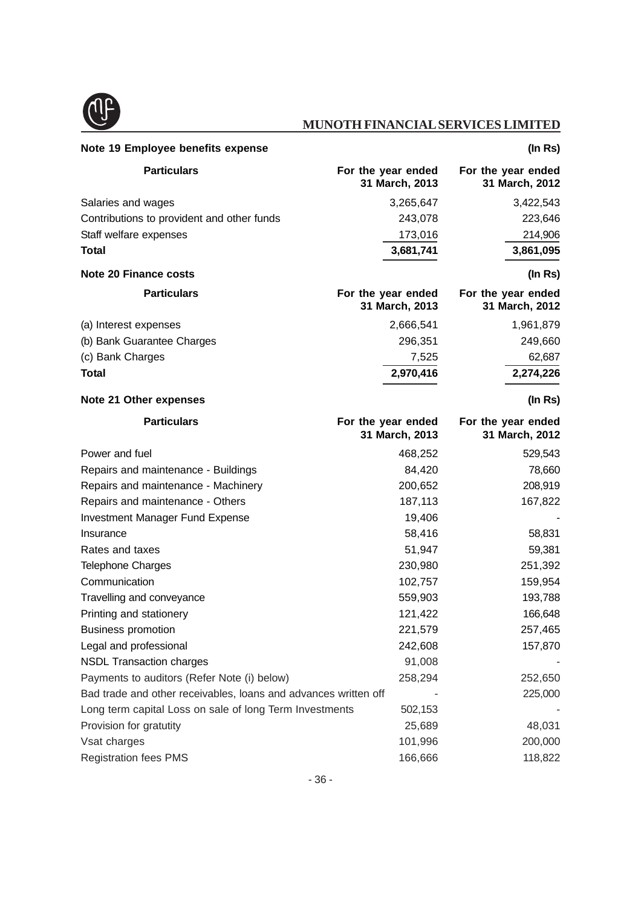**Note 19 Employee benefits expense** **(In Rs)**

| Particulars | For the year ended 31 March, 2013 | For the year ended 31 March, 2012 |
|---|---|---|
| Salaries and wages | 3,265,647 | 3,422,543 |
| Contributions to provident and other funds | 243,078 | 223,646 |
| Staff welfare expenses | 173,016 | 214,906 |
| **Total** | **3,681,741** | **3,861,095** |

**Note 20 Finance costs** **(In Rs)**

| Particulars | For the year ended 31 March, 2013 | For the year ended 31 March, 2012 |
|---|---|---|
| (a) Interest expenses | 2,666,541 | 1,961,879 |
| (b) Bank Guarantee Charges | 296,351 | 249,660 |
| (c) Bank Charges | 7,525 | 62,687 |
| **Total** | **2,970,416** | **2,274,226** |

**Note 21 Other expenses** **(In Rs)**

| Particulars | For the year ended 31 March, 2013 | For the year ended 31 March, 2012 |
|---|---|---|
| Power and fuel | 468,252 | 529,543 |
| Repairs and maintenance - Buildings | 84,420 | 78,660 |
| Repairs and maintenance - Machinery | 200,652 | 208,919 |
| Repairs and maintenance - Others | 187,113 | 167,822 |
| Investment Manager Fund Expense | 19,406 | - |
| Insurance | 58,416 | 58,831 |
| Rates and taxes | 51,947 | 59,381 |
| Telephone Charges | 230,980 | 251,392 |
| Communication | 102,757 | 159,954 |
| Travelling and conveyance | 559,903 | 193,788 |
| Printing and stationery | 121,422 | 166,648 |
| Business promotion | 221,579 | 257,465 |
| Legal and professional | 242,608 | 157,870 |
| NSDL Transaction charges | 91,008 | - |
| Payments to auditors (Refer Note (i) below) | 258,294 | 252,650 |
| Bad trade and other receivables, loans and advances written off | - | 225,000 |
| Long term capital Loss on sale of long Term Investments | 502,153 | - |
| Provision for gratutity | 25,689 | 48,031 |
| Vsat charges | 101,996 | 200,000 |
| Registration fees PMS | 166,666 | 118,822 |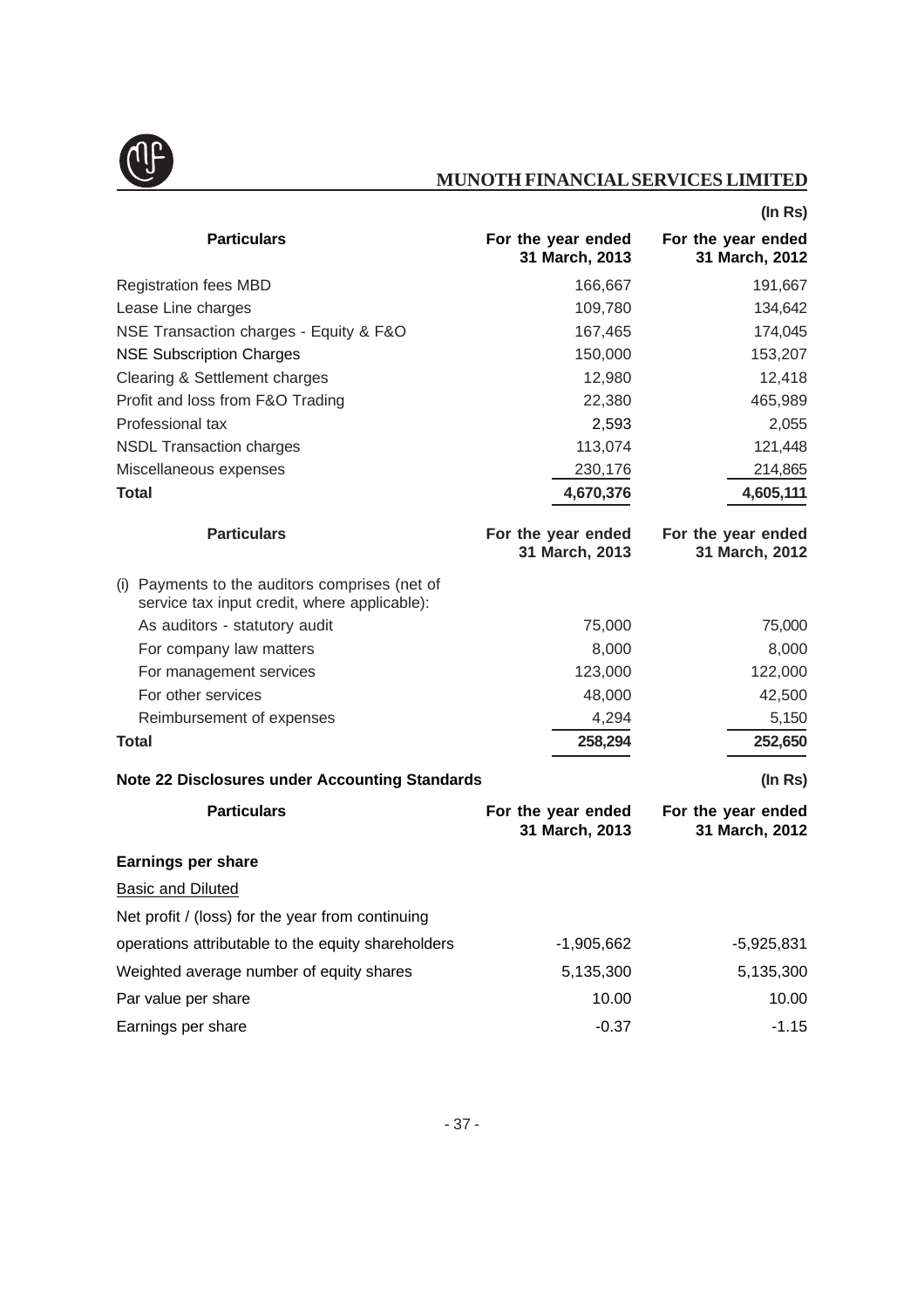(In Rs)

| Particulars | For the year ended 31 March, 2013 | For the year ended 31 March, 2012 |
|---|---|---|
| Registration fees MBD | 166,667 | 191,667 |
| Lease Line charges | 109,780 | 134,642 |
| NSE Transaction charges - Equity & F&O | 167,465 | 174,045 |
| NSE Subscription Charges | 150,000 | 153,207 |
| Clearing & Settlement charges | 12,980 | 12,418 |
| Profit and loss from F&O Trading | 22,380 | 465,989 |
| Professional tax | 2,593 | 2,055 |
| NSDL Transaction charges | 113,074 | 121,448 |
| Miscellaneous expenses | 230,176 | 214,865 |
| **Total** | **4,670,376** | **4,605,111** |

| Particulars | For the year ended 31 March, 2013 | For the year ended 31 March, 2012 |
|---|---|---|
| (i) Payments to the auditors comprises (net of service tax input credit, where applicable): | | |
| As auditors - statutory audit | 75,000 | 75,000 |
| For company law matters | 8,000 | 8,000 |
| For management services | 123,000 | 122,000 |
| For other services | 48,000 | 42,500 |
| Reimbursement of expenses | 4,294 | 5,150 |
| **Total** | **258,294** | **252,650** |

**Note 22 Disclosures under Accounting Standards**

(In Rs)

| Particulars | For the year ended 31 March, 2013 | For the year ended 31 March, 2012 |
|---|---|---|
| **Earnings per share** | | |
| Basic and Diluted | | |
| Net profit / (loss) for the year from continuing operations attributable to the equity shareholders | -1,905,662 | -5,925,831 |
| Weighted average number of equity shares | 5,135,300 | 5,135,300 |
| Par value per share | 10.00 | 10.00 |
| Earnings per share | -0.37 | -1.15 |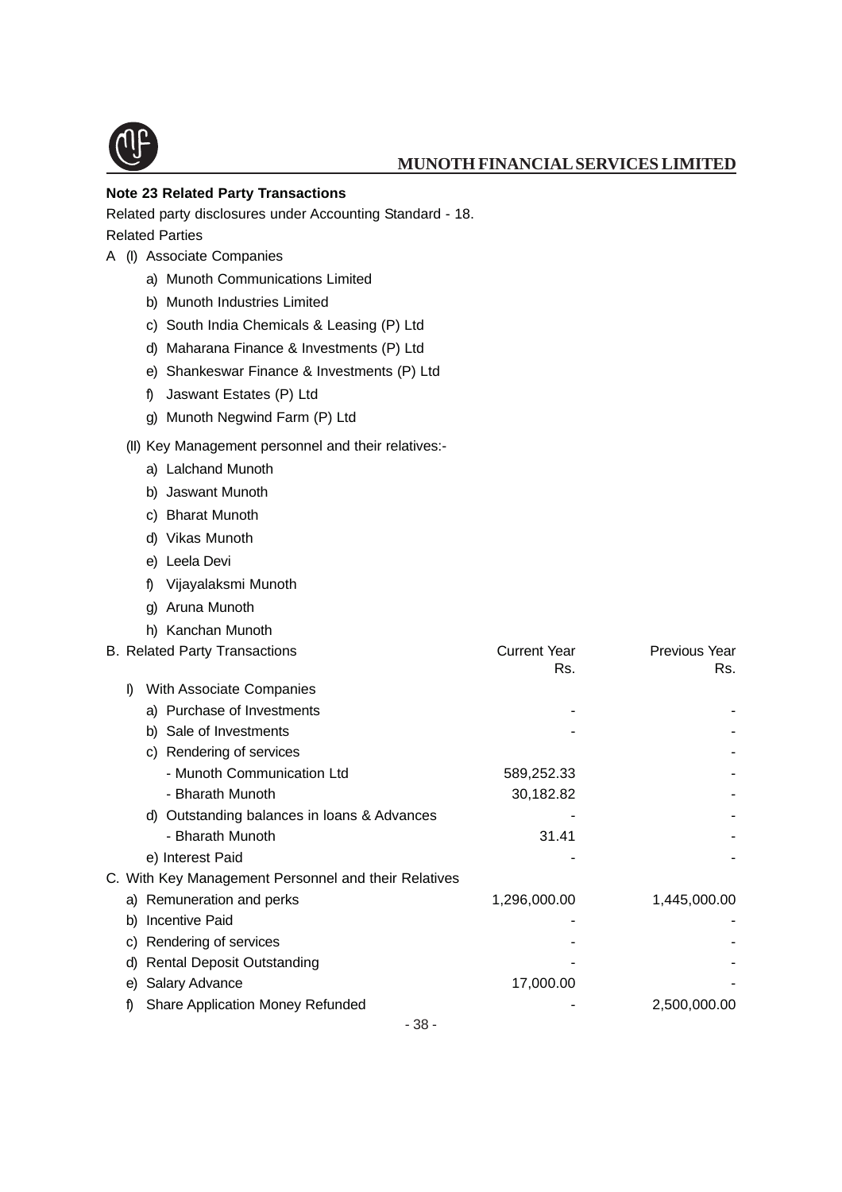**Note 23 Related Party Transactions**

Related party disclosures under Accounting Standard - 18.

Related Parties

A (I) Associate Companies

- a) Munoth Communications Limited
- b) Munoth Industries Limited
- c) South India Chemicals & Leasing (P) Ltd
- d) Maharana Finance & Investments (P) Ltd
- e) Shankeswar Finance & Investments (P) Ltd
- f) Jaswant Estates (P) Ltd
- g) Munoth Negwind Farm (P) Ltd

(II) Key Management personnel and their relatives:-

- a) Lalchand Munoth
- b) Jaswant Munoth
- c) Bharat Munoth
- d) Vikas Munoth
- e) Leela Devi
- f) Vijayalaksmi Munoth
- g) Aruna Munoth
- h) Kanchan Munoth

| B. Related Party Transactions | Current Year Rs. | Previous Year Rs. |
|---|---|---|
| I) With Associate Companies | | |
| a) Purchase of Investments | - | - |
| b) Sale of Investments | - | - |
| c) Rendering of services | | - |
| - Munoth Communication Ltd | 589,252.33 | - |
| - Bharath Munoth | 30,182.82 | - |
| d) Outstanding balances in loans & Advances | - | - |
| - Bharath Munoth | 31.41 | - |
| e) Interest Paid | - | - |
| C. With Key Management Personnel and their Relatives | | |
| a) Remuneration and perks | 1,296,000.00 | 1,445,000.00 |
| b) Incentive Paid | - | - |
| c) Rendering of services | - | - |
| d) Rental Deposit Outstanding | - | - |
| e) Salary Advance | 17,000.00 | - |
| f) Share Application Money Refunded | - | 2,500,000.00 |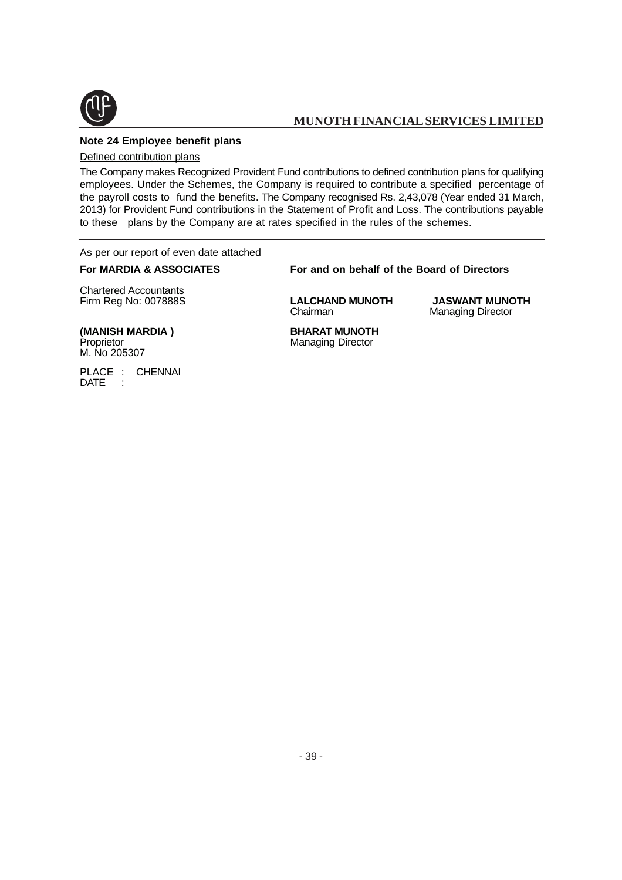**Note 24 Employee benefit plans**

Defined contribution plans

The Company makes Recognized Provident Fund contributions to defined contribution plans for qualifying employees. Under the Schemes, the Company is required to contribute a specified percentage of the payroll costs to fund the benefits. The Company recognised Rs. 2,43,078 (Year ended 31 March, 2013) for Provident Fund contributions in the Statement of Profit and Loss. The contributions payable to these plans by the Company are at rates specified in the rules of the schemes.

---

As per our report of even date attached

**For MARDIA & ASSOCIATES**

Chartered Accountants
Firm Reg No: 007888S

**(MANISH MARDIA )**
Proprietor
M. No 205307

PLACE : CHENNAI
DATE :

**For and on behalf of the Board of Directors**

**LALCHAND MUNOTH**
Chairman

**JASWANT MUNOTH**
Managing Director

**BHARAT MUNOTH**
Managing Director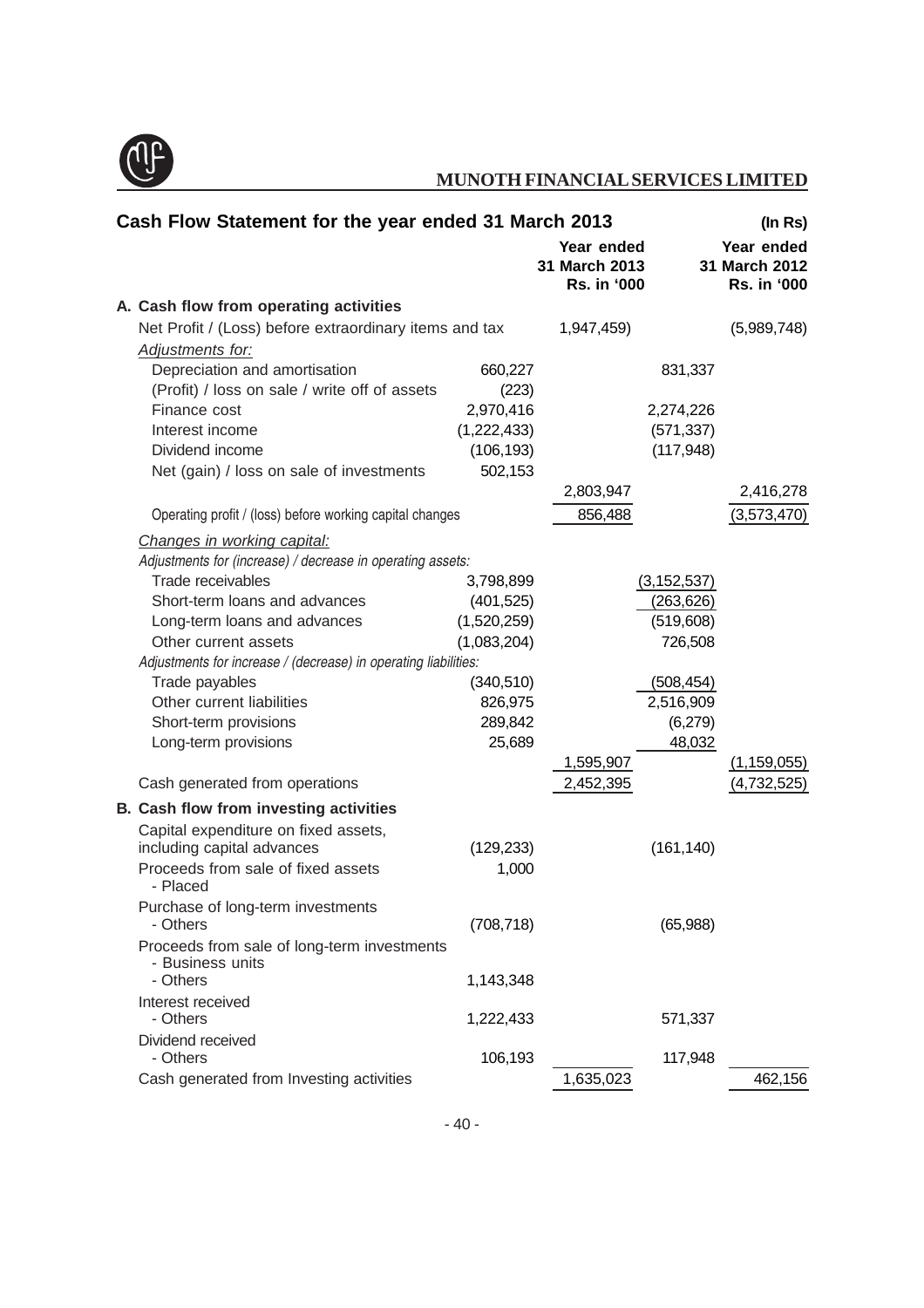## MUNOTH FINANCIAL SERVICES LIMITED

### Cash Flow Statement for the year ended 31 March 2013

(In Rs)

| | | Year ended 31 March 2013 Rs. in '000 | | Year ended 31 March 2012 Rs. in '000 |
|---|---|---|---|---|
| **A. Cash flow from operating activities** | | | | |
| Net Profit / (Loss) before extraordinary items and tax | | 1,947,459) | | (5,989,748) |
| *Adjustments for:* | | | | |
| Depreciation and amortisation | 660,227 | | 831,337 | |
| (Profit) / loss on sale / write off of assets | (223) | | | |
| Finance cost | 2,970,416 | | 2,274,226 | |
| Interest income | (1,222,433) | | (571,337) | |
| Dividend income | (106,193) | | (117,948) | |
| Net (gain) / loss on sale of investments | 502,153 | | | |
| | | 2,803,947 | | 2,416,278 |
| Operating profit / (loss) before working capital changes | | 856,488 | | (3,573,470) |
| *Changes in working capital:* | | | | |
| *Adjustments for (increase) / decrease in operating assets:* | | | | |
| Trade receivables | 3,798,899 | | (3,152,537) | |
| Short-term loans and advances | (401,525) | | (263,626) | |
| Long-term loans and advances | (1,520,259) | | (519,608) | |
| Other current assets | (1,083,204) | | 726,508 | |
| *Adjustments for increase / (decrease) in operating liabilities:* | | | | |
| Trade payables | (340,510) | | (508,454) | |
| Other current liabilities | 826,975 | | 2,516,909 | |
| Short-term provisions | 289,842 | | (6,279) | |
| Long-term provisions | 25,689 | | 48,032 | |
| | | 1,595,907 | | (1,159,055) |
| Cash generated from operations | | 2,452,395 | | (4,732,525) |
| **B. Cash flow from investing activities** | | | | |
| Capital expenditure on fixed assets, including capital advances | (129,233) | | (161,140) | |
| Proceeds from sale of fixed assets - Placed | 1,000 | | | |
| Purchase of long-term investments - Others | (708,718) | | (65,988) | |
| Proceeds from sale of long-term investments - Business units - Others | 1,143,348 | | | |
| Interest received - Others | 1,222,433 | | 571,337 | |
| Dividend received - Others | 106,193 | | 117,948 | |
| Cash generated from Investing activities | | 1,635,023 | | 462,156 |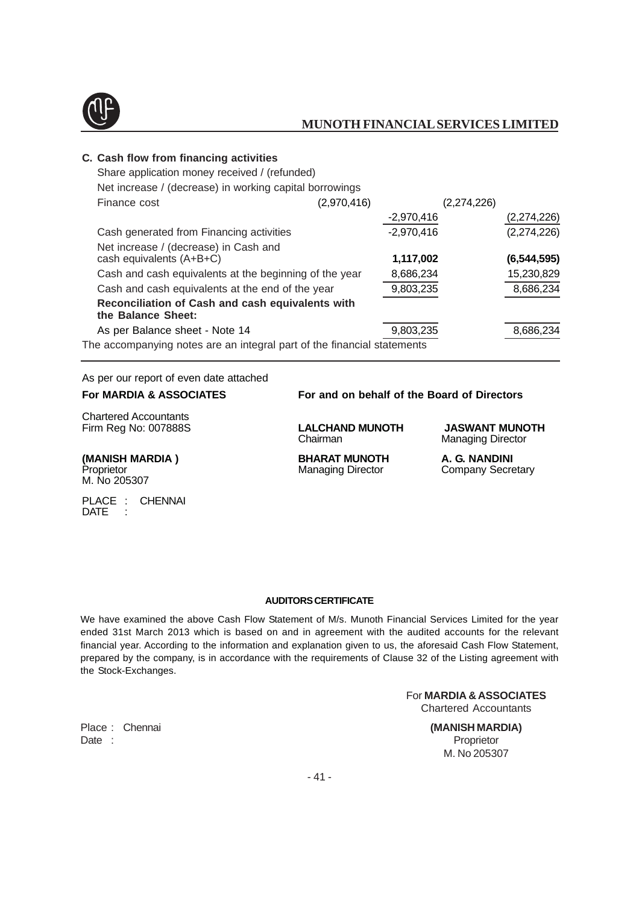### C. Cash flow from financing activities

| | | | | |
|---|---|---|---|---|
| Share application money received / (refunded) | | | | |
| Net increase / (decrease) in working capital borrowings | | | | |
| Finance cost | (2,970,416) | | (2,274,226) | |
| | | -2,970,416 | | (2,274,226) |
| Cash generated from Financing activities | | -2,970,416 | | (2,274,226) |
| Net increase / (decrease) in Cash and cash equivalents (A+B+C) | | **1,117,002** | | **(6,544,595)** |
| Cash and cash equivalents at the beginning of the year | | 8,686,234 | | 15,230,829 |
| Cash and cash equivalents at the end of the year | | 9,803,235 | | 8,686,234 |
| **Reconciliation of Cash and cash equivalents with the Balance Sheet:** | | | | |
| As per Balance sheet - Note 14 | | 9,803,235 | | 8,686,234 |

The accompanying notes are an integral part of the financial statements

As per our report of even date attached

**For MARDIA & ASSOCIATES**

Chartered Accountants
Firm Reg No: 007888S

**(MANISH MARDIA )**
Proprietor
M. No 205307

PLACE : CHENNAI
DATE :

**For and on behalf of the Board of Directors**

**LALCHAND MUNOTH**
Chairman

**JASWANT MUNOTH**
Managing Director

**BHARAT MUNOTH**
Managing Director

**A. G. NANDINI**
Company Secretary

**AUDITORS CERTIFICATE**

We have examined the above Cash Flow Statement of M/s. Munoth Financial Services Limited for the year ended 31st March 2013 which is based on and in agreement with the audited accounts for the relevant financial year. According to the information and explanation given to us, the aforesaid Cash Flow Statement, prepared by the company, is in accordance with the requirements of Clause 32 of the Listing agreement with the Stock-Exchanges.

For **MARDIA & ASSOCIATES**
Chartered Accountants

Place : Chennai
Date :

**(MANISH MARDIA)**
Proprietor
M. No 205307